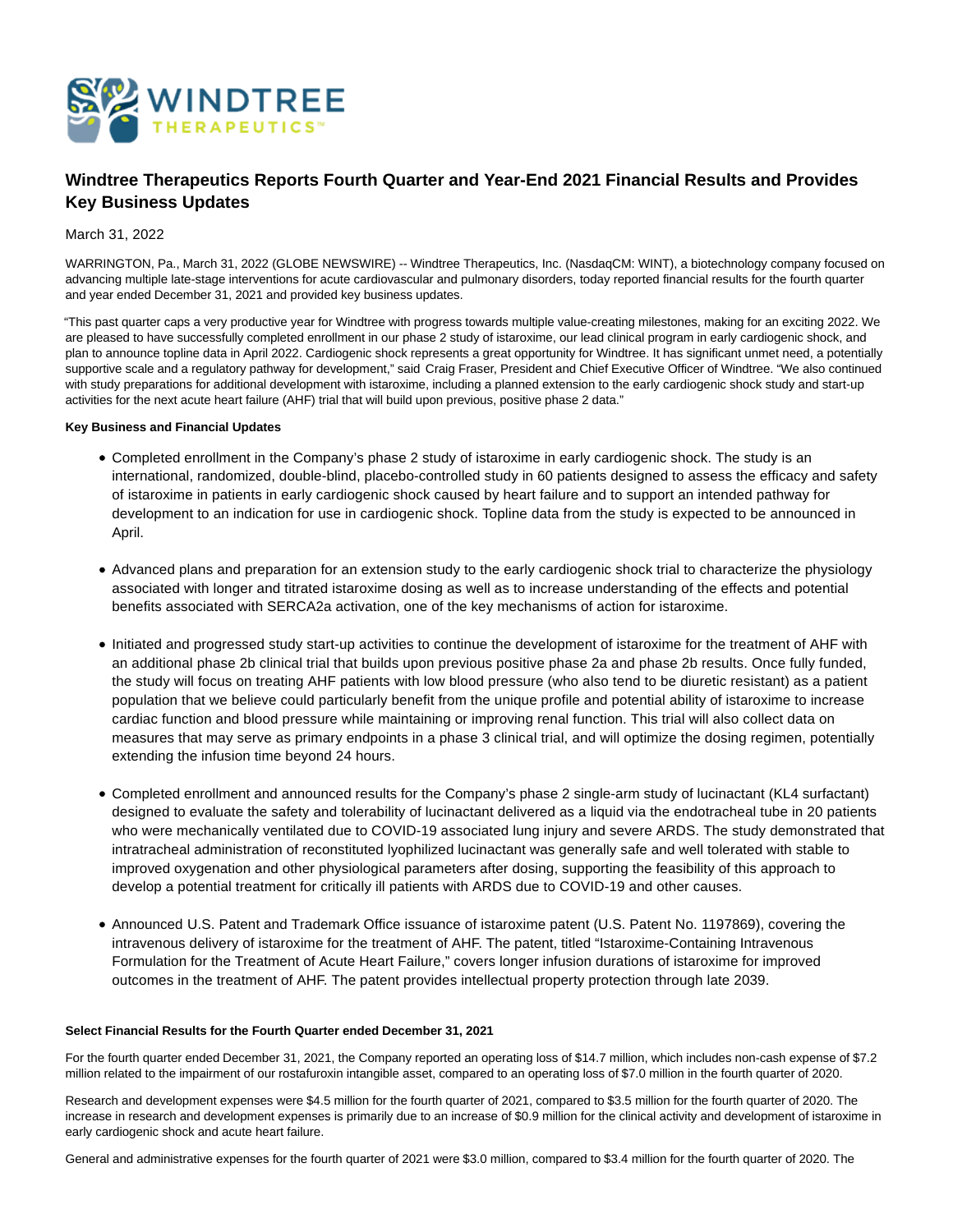# Windtree Therapeutics Reports Fourth Quarter and Year-End 2021 Financial Results and Provides Key Business Updates

March 31, 2022

WARRINGTON, Pa., March 31, 2022 (GLOBE NEWSWIRE) -- Windtree Therapeutics, Inc. (NasdaqCM: WINT), a biotechnology company focused on advancing multiple late-stage interventions for acute cardiovascular and pulmonary disorders, today reported financial results for the fourth quarter and year ended December 31, 2021 and provided key business updates.

"This past quarter caps a very productive year for Windtree with progress towards multiple value-creating milestones, making for an exciting 2022. We are pleased to have successfully completed enrollment in our phase 2 study of istaroxime, our lead clinical program in early cardiogenic shock, and plan to announce topline data in April 2022. Cardiogenic shock represents a great opportunity for Windtree. It has significant unmet need, a potentially supportive scale and a regulatory pathway for development," said Craig Fraser, President and Chief Executive Officer of Windtree. "We also continued with study preparations for additional development with istaroxime, including a planned extension to the early cardiogenic shock study and start-up activities for the next acute heart failure (AHF) trial that will build upon previous, positive phase 2 data."

**Key Business and Financial Updates**

- Completed enrollment in the Company's phase 2 study of istaroxime in early cardiogenic shock. The study is an international, randomized, double-blind, placebo-controlled study in 60 patients designed to assess the efficacy and safety of istaroxime in patients in early cardiogenic shock caused by heart failure and to support an intended pathway for development to an indication for use in cardiogenic shock. Topline data from the study is expected to be announced in April.
- Advanced plans and preparation for an extension study to the early cardiogenic shock trial to characterize the physiology associated with longer and titrated istaroxime dosing as well as to increase understanding of the effects and potential benefits associated with SERCA2a activation, one of the key mechanisms of action for istaroxime.
- Initiated and progressed study start-up activities to continue the development of istaroxime for the treatment of AHF with an additional phase 2b clinical trial that builds upon previous positive phase 2a and phase 2b results. Once fully funded, the study will focus on treating AHF patients with low blood pressure (who also tend to be diuretic resistant) as a patient population that we believe could particularly benefit from the unique profile and potential ability of istaroxime to increase cardiac function and blood pressure while maintaining or improving renal function. This trial will also collect data on measures that may serve as primary endpoints in a phase 3 clinical trial, and will optimize the dosing regimen, potentially extending the infusion time beyond 24 hours.
- Completed enrollment and announced results for the Company's phase 2 single-arm study of lucinactant (KL4 surfactant) designed to evaluate the safety and tolerability of lucinactant delivered as a liquid via the endotracheal tube in 20 patients who were mechanically ventilated due to COVID-19 associated lung injury and severe ARDS. The study demonstrated that intratracheal administration of reconstituted lyophilized lucinactant was generally safe and well tolerated with stable to improved oxygenation and other physiological parameters after dosing, supporting the feasibility of this approach to develop a potential treatment for critically ill patients with ARDS due to COVID-19 and other causes.
- Announced U.S. Patent and Trademark Office issuance of istaroxime patent (U.S. Patent No. 1197869), covering the intravenous delivery of istaroxime for the treatment of AHF. The patent, titled "Istaroxime-Containing Intravenous Formulation for the Treatment of Acute Heart Failure," covers longer infusion durations of istaroxime for improved outcomes in the treatment of AHF. The patent provides intellectual property protection through late 2039.

**Select Financial Results for the Fourth Quarter ended December 31, 2021**

For the fourth quarter ended December 31, 2021, the Company reported an operating loss of $14.7 million, which includes non-cash expense of $7.2 million related to the impairment of our rostafuroxin intangible asset, compared to an operating loss of $7.0 million in the fourth quarter of 2020.

Research and development expenses were $4.5 million for the fourth quarter of 2021, compared to $3.5 million for the fourth quarter of 2020. The increase in research and development expenses is primarily due to an increase of $0.9 million for the clinical activity and development of istaroxime in early cardiogenic shock and acute heart failure.

General and administrative expenses for the fourth quarter of 2021 were $3.0 million, compared to $3.4 million for the fourth quarter of 2020. The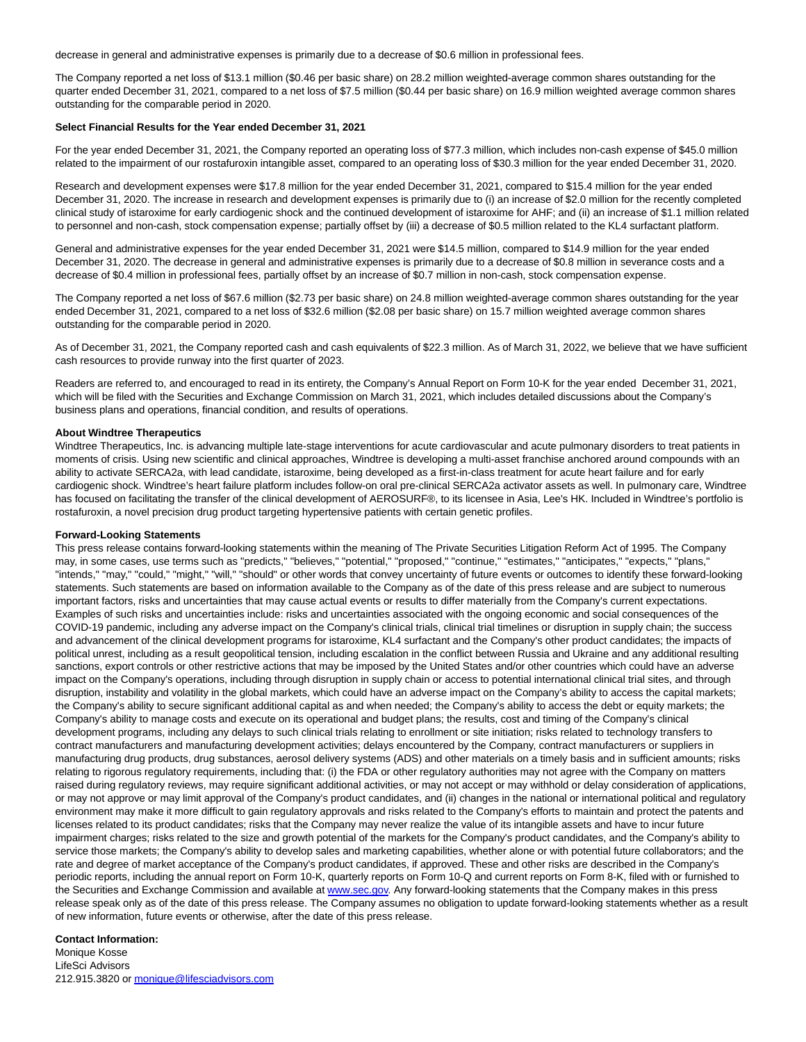decrease in general and administrative expenses is primarily due to a decrease of $0.6 million in professional fees.

The Company reported a net loss of $13.1 million ($0.46 per basic share) on 28.2 million weighted-average common shares outstanding for the quarter ended December 31, 2021, compared to a net loss of $7.5 million ($0.44 per basic share) on 16.9 million weighted average common shares outstanding for the comparable period in 2020.

**Select Financial Results for the Year ended December 31, 2021**

For the year ended December 31, 2021, the Company reported an operating loss of $77.3 million, which includes non-cash expense of $45.0 million related to the impairment of our rostafuroxin intangible asset, compared to an operating loss of $30.3 million for the year ended December 31, 2020.

Research and development expenses were $17.8 million for the year ended December 31, 2021, compared to $15.4 million for the year ended December 31, 2020. The increase in research and development expenses is primarily due to (i) an increase of $2.0 million for the recently completed clinical study of istaroxime for early cardiogenic shock and the continued development of istaroxime for AHF; and (ii) an increase of $1.1 million related to personnel and non-cash, stock compensation expense; partially offset by (iii) a decrease of $0.5 million related to the KL4 surfactant platform.

General and administrative expenses for the year ended December 31, 2021 were $14.5 million, compared to $14.9 million for the year ended December 31, 2020. The decrease in general and administrative expenses is primarily due to a decrease of $0.8 million in severance costs and a decrease of $0.4 million in professional fees, partially offset by an increase of $0.7 million in non-cash, stock compensation expense.

The Company reported a net loss of $67.6 million ($2.73 per basic share) on 24.8 million weighted-average common shares outstanding for the year ended December 31, 2021, compared to a net loss of $32.6 million ($2.08 per basic share) on 15.7 million weighted average common shares outstanding for the comparable period in 2020.

As of December 31, 2021, the Company reported cash and cash equivalents of $22.3 million. As of March 31, 2022, we believe that we have sufficient cash resources to provide runway into the first quarter of 2023.

Readers are referred to, and encouraged to read in its entirety, the Company's Annual Report on Form 10-K for the year ended December 31, 2021, which will be filed with the Securities and Exchange Commission on March 31, 2021, which includes detailed discussions about the Company's business plans and operations, financial condition, and results of operations.

**About Windtree Therapeutics**

Windtree Therapeutics, Inc. is advancing multiple late-stage interventions for acute cardiovascular and acute pulmonary disorders to treat patients in moments of crisis. Using new scientific and clinical approaches, Windtree is developing a multi-asset franchise anchored around compounds with an ability to activate SERCA2a, with lead candidate, istaroxime, being developed as a first-in-class treatment for acute heart failure and for early cardiogenic shock. Windtree's heart failure platform includes follow-on oral pre-clinical SERCA2a activator assets as well. In pulmonary care, Windtree has focused on facilitating the transfer of the clinical development of AEROSURF®, to its licensee in Asia, Lee's HK. Included in Windtree's portfolio is rostafuroxin, a novel precision drug product targeting hypertensive patients with certain genetic profiles.

**Forward-Looking Statements**

This press release contains forward-looking statements within the meaning of The Private Securities Litigation Reform Act of 1995. The Company may, in some cases, use terms such as "predicts," "believes," "potential," "proposed," "continue," "estimates," "anticipates," "expects," "plans," "intends," "may," "could," "might," "will," "should" or other words that convey uncertainty of future events or outcomes to identify these forward-looking statements. Such statements are based on information available to the Company as of the date of this press release and are subject to numerous important factors, risks and uncertainties that may cause actual events or results to differ materially from the Company's current expectations. Examples of such risks and uncertainties include: risks and uncertainties associated with the ongoing economic and social consequences of the COVID-19 pandemic, including any adverse impact on the Company's clinical trials, clinical trial timelines or disruption in supply chain; the success and advancement of the clinical development programs for istaroxime, KL4 surfactant and the Company's other product candidates; the impacts of political unrest, including as a result geopolitical tension, including escalation in the conflict between Russia and Ukraine and any additional resulting sanctions, export controls or other restrictive actions that may be imposed by the United States and/or other countries which could have an adverse impact on the Company's operations, including through disruption in supply chain or access to potential international clinical trial sites, and through disruption, instability and volatility in the global markets, which could have an adverse impact on the Company's ability to access the capital markets; the Company's ability to secure significant additional capital as and when needed; the Company's ability to access the debt or equity markets; the Company's ability to manage costs and execute on its operational and budget plans; the results, cost and timing of the Company's clinical development programs, including any delays to such clinical trials relating to enrollment or site initiation; risks related to technology transfers to contract manufacturers and manufacturing development activities; delays encountered by the Company, contract manufacturers or suppliers in manufacturing drug products, drug substances, aerosol delivery systems (ADS) and other materials on a timely basis and in sufficient amounts; risks relating to rigorous regulatory requirements, including that: (i) the FDA or other regulatory authorities may not agree with the Company on matters raised during regulatory reviews, may require significant additional activities, or may not accept or may withhold or delay consideration of applications, or may not approve or may limit approval of the Company's product candidates, and (ii) changes in the national or international political and regulatory environment may make it more difficult to gain regulatory approvals and risks related to the Company's efforts to maintain and protect the patents and licenses related to its product candidates; risks that the Company may never realize the value of its intangible assets and have to incur future impairment charges; risks related to the size and growth potential of the markets for the Company's product candidates, and the Company's ability to service those markets; the Company's ability to develop sales and marketing capabilities, whether alone or with potential future collaborators; and the rate and degree of market acceptance of the Company's product candidates, if approved. These and other risks are described in the Company's periodic reports, including the annual report on Form 10-K, quarterly reports on Form 10-Q and current reports on Form 8-K, filed with or furnished to the Securities and Exchange Commission and available at www.sec.gov. Any forward-looking statements that the Company makes in this press release speak only as of the date of this press release. The Company assumes no obligation to update forward-looking statements whether as a result of new information, future events or otherwise, after the date of this press release.

**Contact Information:**
Monique Kosse
LifeSci Advisors
212.915.3820 or monique@lifesciadvisors.com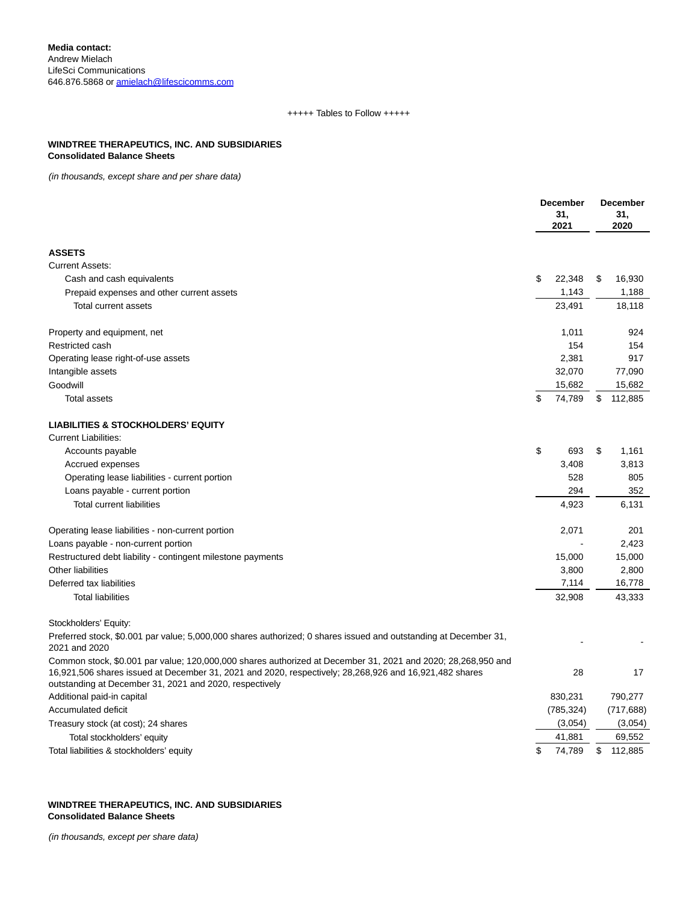**Media contact:**
Andrew Mielach
LifeSci Communications
646.876.5868 or [amielach@lifescicomms.com](mailto:amielach@lifescicomms.com)

+++++ Tables to Follow +++++

**WINDTREE THERAPEUTICS, INC. AND SUBSIDIARIES**
**Consolidated Balance Sheets**

*(in thousands, except share and per share data)*

| | December 31, 2021 | December 31, 2020 |
|---|---|---|
| **ASSETS** | | |
| Current Assets: | | |
| Cash and cash equivalents | $ 22,348 | $ 16,930 |
| Prepaid expenses and other current assets | 1,143 | 1,188 |
| Total current assets | 23,491 | 18,118 |
| | | |
| Property and equipment, net | 1,011 | 924 |
| Restricted cash | 154 | 154 |
| Operating lease right-of-use assets | 2,381 | 917 |
| Intangible assets | 32,070 | 77,090 |
| Goodwill | 15,682 | 15,682 |
| Total assets | $ 74,789 | $ 112,885 |
| | | |
| **LIABILITIES & STOCKHOLDERS' EQUITY** | | |
| Current Liabilities: | | |
| Accounts payable | $ 693 | $ 1,161 |
| Accrued expenses | 3,408 | 3,813 |
| Operating lease liabilities - current portion | 528 | 805 |
| Loans payable - current portion | 294 | 352 |
| Total current liabilities | 4,923 | 6,131 |
| | | |
| Operating lease liabilities - non-current portion | 2,071 | 201 |
| Loans payable - non-current portion | - | 2,423 |
| Restructured debt liability - contingent milestone payments | 15,000 | 15,000 |
| Other liabilities | 3,800 | 2,800 |
| Deferred tax liabilities | 7,114 | 16,778 |
| Total liabilities | 32,908 | 43,333 |
| | | |
| Stockholders' Equity: | | |
| Preferred stock, $0.001 par value; 5,000,000 shares authorized; 0 shares issued and outstanding at December 31, 2021 and 2020 | - | - |
| Common stock, $0.001 par value; 120,000,000 shares authorized at December 31, 2021 and 2020; 28,268,950 and 16,921,506 shares issued at December 31, 2021 and 2020, respectively; 28,268,926 and 16,921,482 shares outstanding at December 31, 2021 and 2020, respectively | 28 | 17 |
| Additional paid-in capital | 830,231 | 790,277 |
| Accumulated deficit | (785,324) | (717,688) |
| Treasury stock (at cost); 24 shares | (3,054) | (3,054) |
| Total stockholders' equity | 41,881 | 69,552 |
| Total liabilities & stockholders' equity | $ 74,789 | $ 112,885 |

**WINDTREE THERAPEUTICS, INC. AND SUBSIDIARIES**
**Consolidated Balance Sheets**

*(in thousands, except per share data)*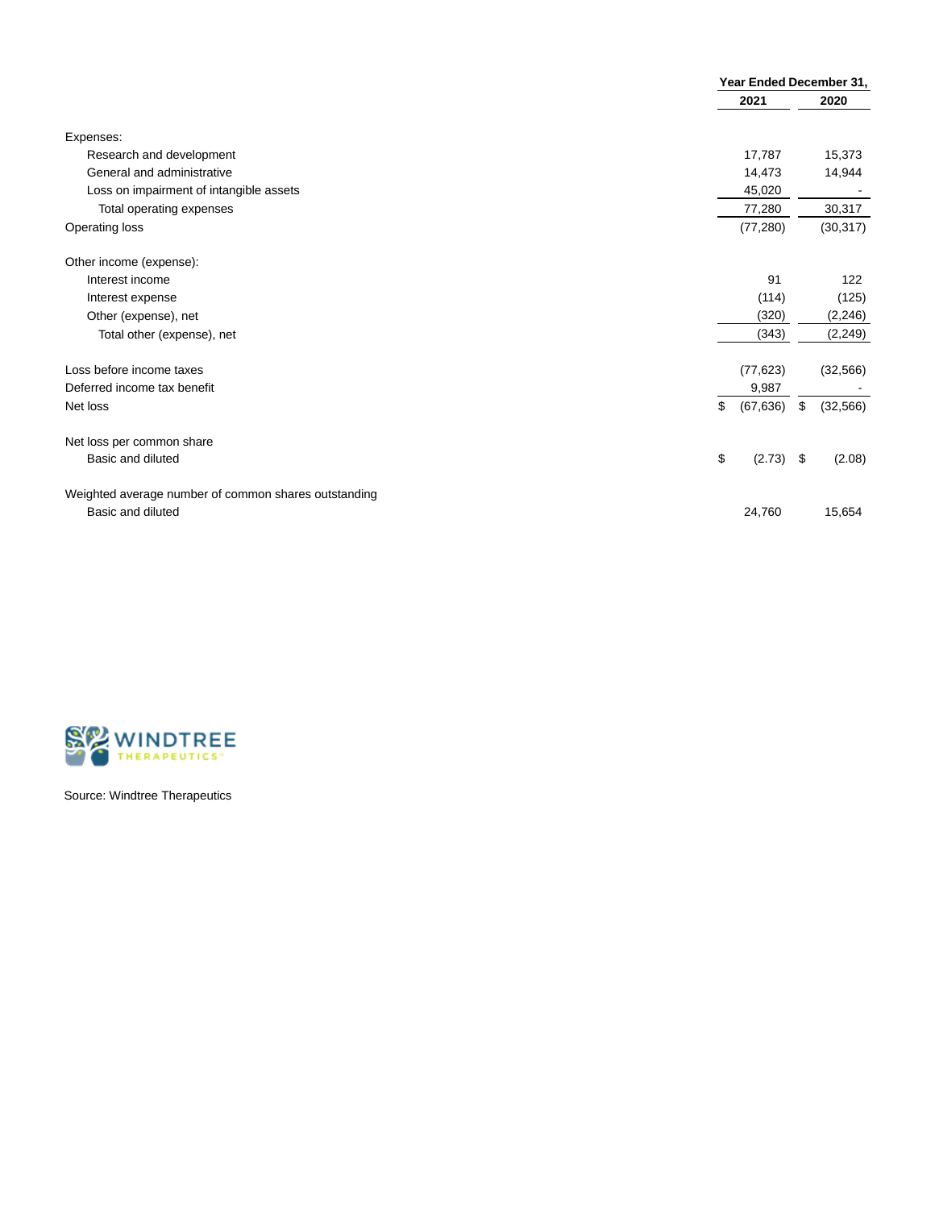| | Year Ended December 31, | |
|---|---|---|
| | 2021 | 2020 |
| Expenses: | | |
| Research and development | 17,787 | 15,373 |
| General and administrative | 14,473 | 14,944 |
| Loss on impairment of intangible assets | 45,020 | - |
| Total operating expenses | 77,280 | 30,317 |
| Operating loss | (77,280) | (30,317) |
| Other income (expense): | | |
| Interest income | 91 | 122 |
| Interest expense | (114) | (125) |
| Other (expense), net | (320) | (2,246) |
| Total other (expense), net | (343) | (2,249) |
| Loss before income taxes | (77,623) | (32,566) |
| Deferred income tax benefit | 9,987 | - |
| Net loss | $ (67,636) | $ (32,566) |
| Net loss per common share | | |
| Basic and diluted | $ (2.73) | $ (2.08) |
| Weighted average number of common shares outstanding | | |
| Basic and diluted | 24,760 | 15,654 |

WINDTREE THERAPEUTICS

Source: Windtree Therapeutics